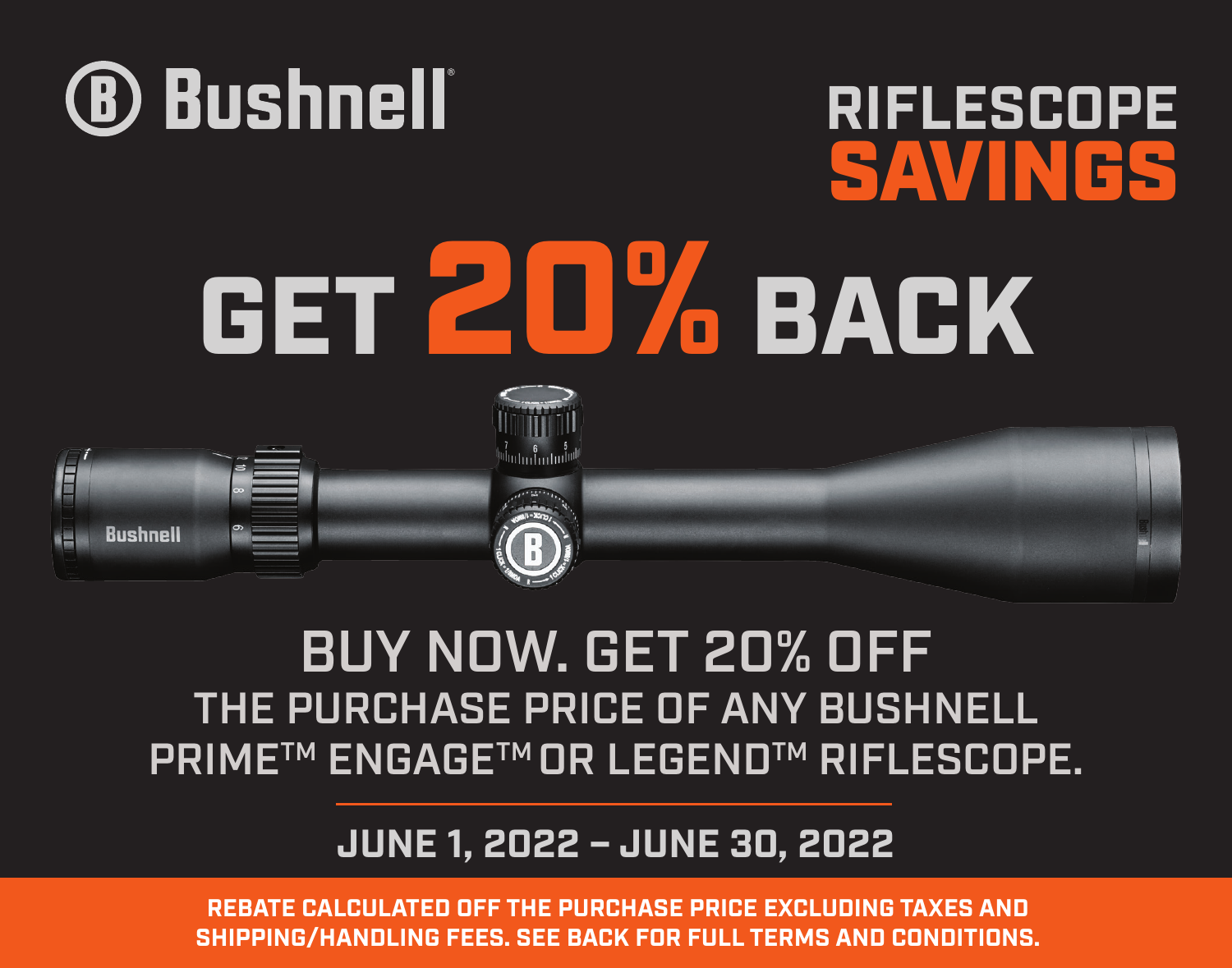# Bushnell

## RIFLESCOPE SAVINGS

# GET 20% BACK

## BUY NOW. GET 20% OFF

THE PURCHASE PRICE OF ANY BUSHNELL PRIME™ ENGAGE™ OR LEGEND™ RIFLESCOPE.

---

**JUNE 1, 2022 – JUNE 30, 2022**

**REBATE CALCULATED OFF THE PURCHASE PRICE EXCLUDING TAXES AND SHIPPING/HANDLING FEES. SEE BACK FOR FULL TERMS AND CONDITIONS.**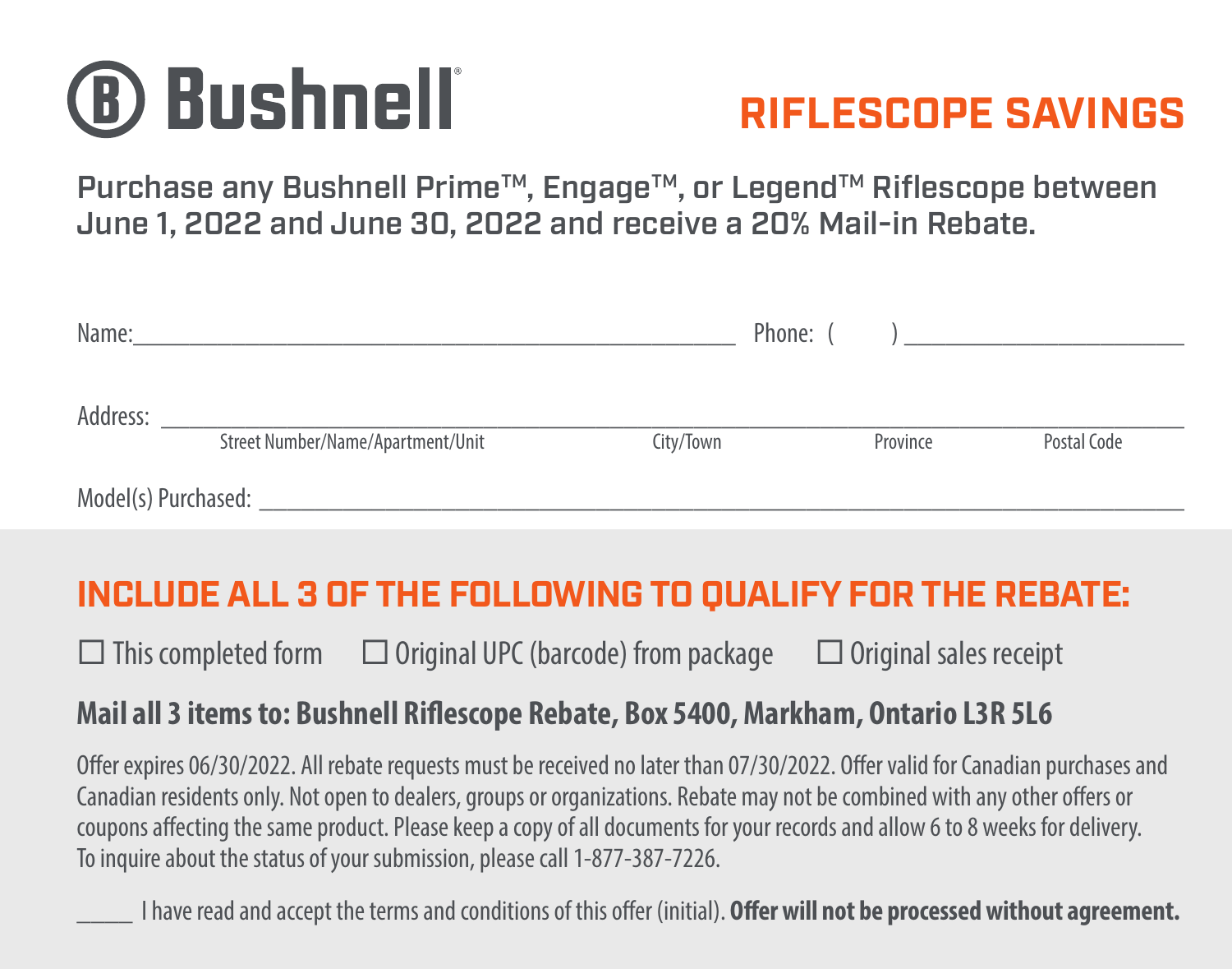# Bushnell®

## RIFLESCOPE SAVINGS

**Purchase any Bushnell Prime™, Engage™, or Legend™ Riflescope between June 1, 2022 and June 30, 2022 and receive a 20% Mail-in Rebate.**

Name:_______________________________________________ Phone: (       ) ______________________

Address: _________________________________________________________________________________

Street Number/Name/Apartment/Unit | City/Town | Province | Postal Code

Model(s) Purchased: ______________________________________________________________________

## INCLUDE ALL 3 OF THE FOLLOWING TO QUALIFY FOR THE REBATE:

☐ This completed form ☐ Original UPC (barcode) from package ☐ Original sales receipt

### Mail all 3 items to: Bushnell Riflescope Rebate, Box 5400, Markham, Ontario L3R 5L6

Offer expires 06/30/2022. All rebate requests must be received no later than 07/30/2022. Offer valid for Canadian purchases and Canadian residents only. Not open to dealers, groups or organizations. Rebate may not be combined with any other offers or coupons affecting the same product. Please keep a copy of all documents for your records and allow 6 to 8 weeks for delivery. To inquire about the status of your submission, please call 1-877-387-7226.

_____ I have read and accept the terms and conditions of this offer (initial). **Offer will not be processed without agreement.**